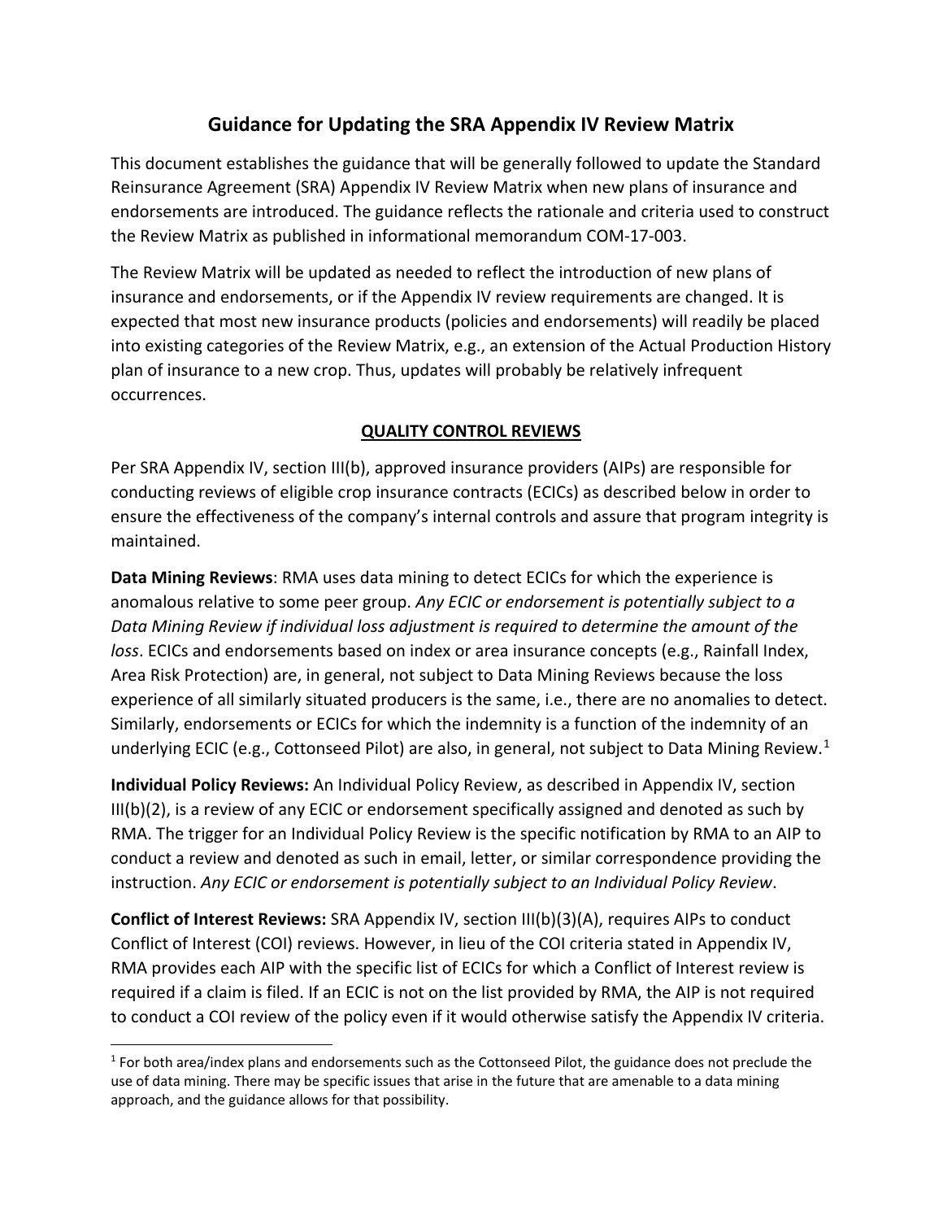# Guidance for Updating the SRA Appendix IV Review Matrix

This document establishes the guidance that will be generally followed to update the Standard Reinsurance Agreement (SRA) Appendix IV Review Matrix when new plans of insurance and endorsements are introduced. The guidance reflects the rationale and criteria used to construct the Review Matrix as published in informational memorandum COM-17-003.

The Review Matrix will be updated as needed to reflect the introduction of new plans of insurance and endorsements, or if the Appendix IV review requirements are changed. It is expected that most new insurance products (policies and endorsements) will readily be placed into existing categories of the Review Matrix, e.g., an extension of the Actual Production History plan of insurance to a new crop. Thus, updates will probably be relatively infrequent occurrences.

## QUALITY CONTROL REVIEWS

Per SRA Appendix IV, section III(b), approved insurance providers (AIPs) are responsible for conducting reviews of eligible crop insurance contracts (ECICs) as described below in order to ensure the effectiveness of the company's internal controls and assure that program integrity is maintained.

**Data Mining Reviews**: RMA uses data mining to detect ECICs for which the experience is anomalous relative to some peer group. *Any ECIC or endorsement is potentially subject to a Data Mining Review if individual loss adjustment is required to determine the amount of the loss*. ECICs and endorsements based on index or area insurance concepts (e.g., Rainfall Index, Area Risk Protection) are, in general, not subject to Data Mining Reviews because the loss experience of all similarly situated producers is the same, i.e., there are no anomalies to detect. Similarly, endorsements or ECICs for which the indemnity is a function of the indemnity of an underlying ECIC (e.g., Cottonseed Pilot) are also, in general, not subject to Data Mining Review.[1]

**Individual Policy Reviews:** An Individual Policy Review, as described in Appendix IV, section III(b)(2), is a review of any ECIC or endorsement specifically assigned and denoted as such by RMA. The trigger for an Individual Policy Review is the specific notification by RMA to an AIP to conduct a review and denoted as such in email, letter, or similar correspondence providing the instruction. *Any ECIC or endorsement is potentially subject to an Individual Policy Review*.

**Conflict of Interest Reviews:** SRA Appendix IV, section III(b)(3)(A), requires AIPs to conduct Conflict of Interest (COI) reviews. However, in lieu of the COI criteria stated in Appendix IV, RMA provides each AIP with the specific list of ECICs for which a Conflict of Interest review is required if a claim is filed. If an ECIC is not on the list provided by RMA, the AIP is not required to conduct a COI review of the policy even if it would otherwise satisfy the Appendix IV criteria.

---

[1] For both area/index plans and endorsements such as the Cottonseed Pilot, the guidance does not preclude the use of data mining. There may be specific issues that arise in the future that are amenable to a data mining approach, and the guidance allows for that possibility.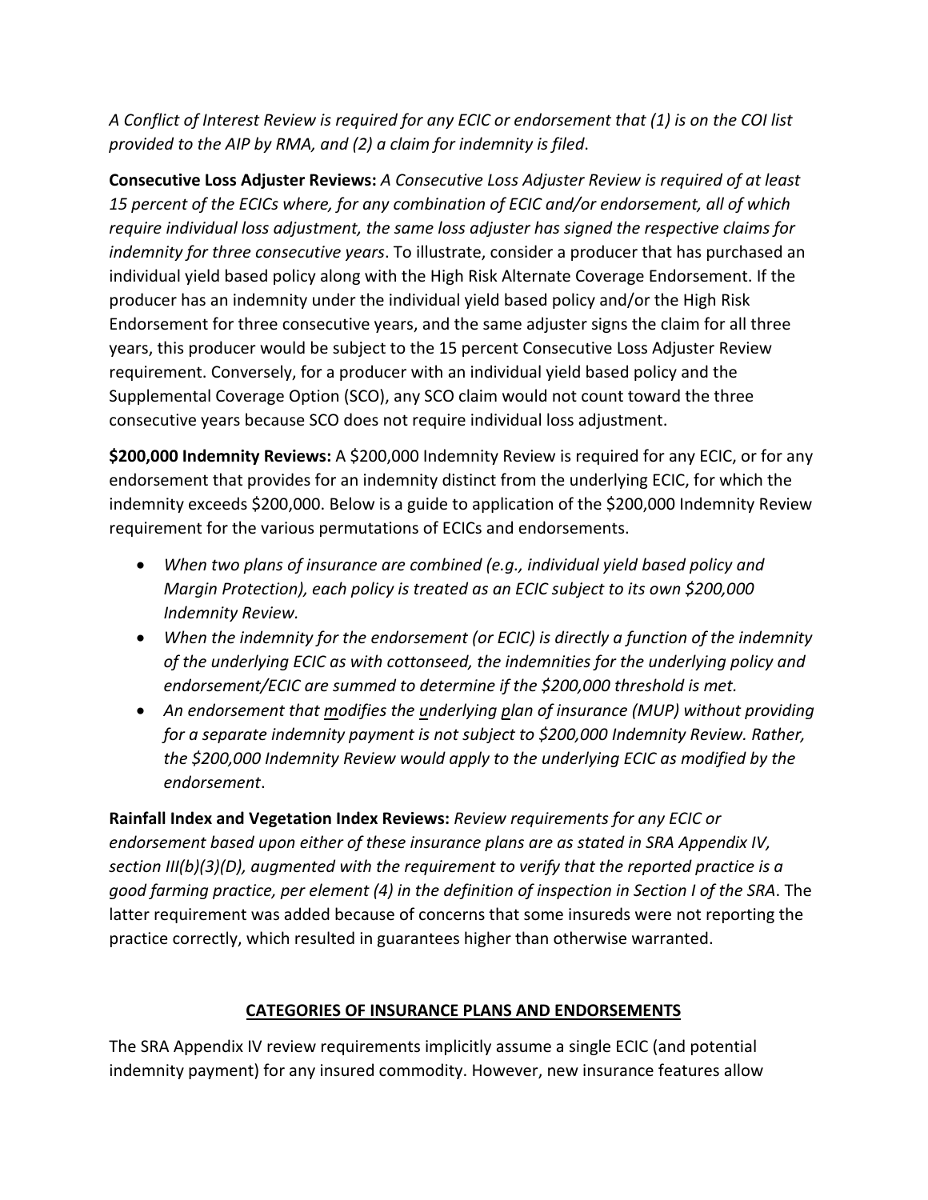*A Conflict of Interest Review is required for any ECIC or endorsement that (1) is on the COI list provided to the AIP by RMA, and (2) a claim for indemnity is filed*.

**Consecutive Loss Adjuster Reviews:** *A Consecutive Loss Adjuster Review is required of at least 15 percent of the ECICs where, for any combination of ECIC and/or endorsement, all of which require individual loss adjustment, the same loss adjuster has signed the respective claims for indemnity for three consecutive years*. To illustrate, consider a producer that has purchased an individual yield based policy along with the High Risk Alternate Coverage Endorsement. If the producer has an indemnity under the individual yield based policy and/or the High Risk Endorsement for three consecutive years, and the same adjuster signs the claim for all three years, this producer would be subject to the 15 percent Consecutive Loss Adjuster Review requirement. Conversely, for a producer with an individual yield based policy and the Supplemental Coverage Option (SCO), any SCO claim would not count toward the three consecutive years because SCO does not require individual loss adjustment.

**$200,000 Indemnity Reviews:** A $200,000 Indemnity Review is required for any ECIC, or for any endorsement that provides for an indemnity distinct from the underlying ECIC, for which the indemnity exceeds $200,000. Below is a guide to application of the $200,000 Indemnity Review requirement for the various permutations of ECICs and endorsements.

- *When two plans of insurance are combined (e.g., individual yield based policy and Margin Protection), each policy is treated as an ECIC subject to its own $200,000 Indemnity Review.*
- *When the indemnity for the endorsement (or ECIC) is directly a function of the indemnity of the underlying ECIC as with cottonseed, the indemnities for the underlying policy and endorsement/ECIC are summed to determine if the $200,000 threshold is met.*
- *An endorsement that <u>m</u>odifies the <u>u</u>nderlying <u>p</u>lan of insurance (MUP) without providing for a separate indemnity payment is not subject to $200,000 Indemnity Review. Rather, the $200,000 Indemnity Review would apply to the underlying ECIC as modified by the endorsement*.

**Rainfall Index and Vegetation Index Reviews:** *Review requirements for any ECIC or endorsement based upon either of these insurance plans are as stated in SRA Appendix IV, section III(b)(3)(D), augmented with the requirement to verify that the reported practice is a good farming practice, per element (4) in the definition of inspection in Section I of the SRA*. The latter requirement was added because of concerns that some insureds were not reporting the practice correctly, which resulted in guarantees higher than otherwise warranted.

## CATEGORIES OF INSURANCE PLANS AND ENDORSEMENTS

The SRA Appendix IV review requirements implicitly assume a single ECIC (and potential indemnity payment) for any insured commodity. However, new insurance features allow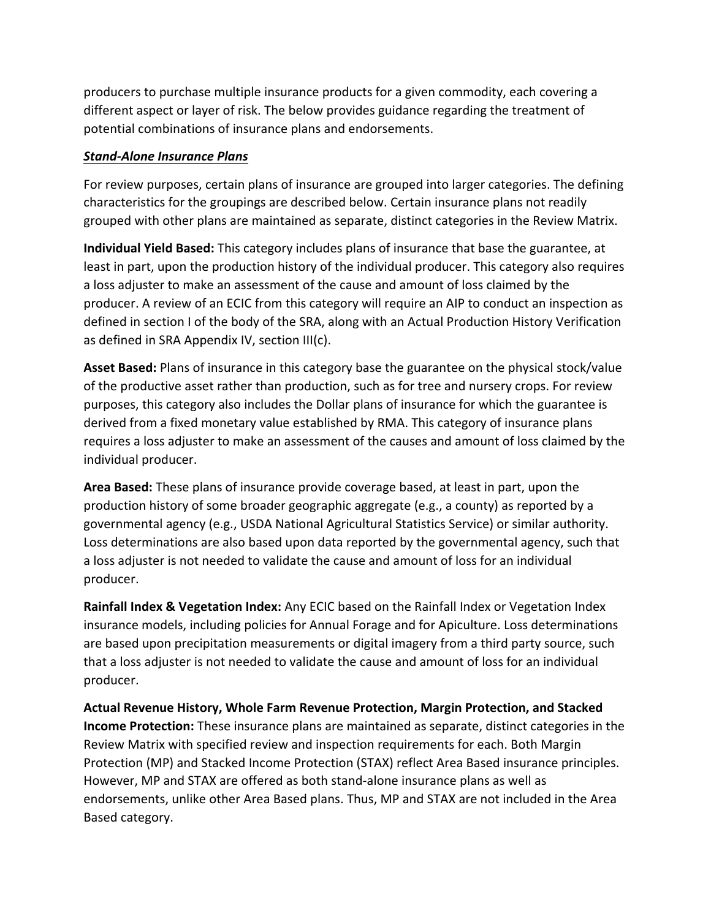producers to purchase multiple insurance products for a given commodity, each covering a different aspect or layer of risk. The below provides guidance regarding the treatment of potential combinations of insurance plans and endorsements.

***Stand-Alone Insurance Plans***

For review purposes, certain plans of insurance are grouped into larger categories. The defining characteristics for the groupings are described below. Certain insurance plans not readily grouped with other plans are maintained as separate, distinct categories in the Review Matrix.

**Individual Yield Based:** This category includes plans of insurance that base the guarantee, at least in part, upon the production history of the individual producer. This category also requires a loss adjuster to make an assessment of the cause and amount of loss claimed by the producer. A review of an ECIC from this category will require an AIP to conduct an inspection as defined in section I of the body of the SRA, along with an Actual Production History Verification as defined in SRA Appendix IV, section III(c).

**Asset Based:** Plans of insurance in this category base the guarantee on the physical stock/value of the productive asset rather than production, such as for tree and nursery crops. For review purposes, this category also includes the Dollar plans of insurance for which the guarantee is derived from a fixed monetary value established by RMA. This category of insurance plans requires a loss adjuster to make an assessment of the causes and amount of loss claimed by the individual producer.

**Area Based:** These plans of insurance provide coverage based, at least in part, upon the production history of some broader geographic aggregate (e.g., a county) as reported by a governmental agency (e.g., USDA National Agricultural Statistics Service) or similar authority. Loss determinations are also based upon data reported by the governmental agency, such that a loss adjuster is not needed to validate the cause and amount of loss for an individual producer.

**Rainfall Index & Vegetation Index:** Any ECIC based on the Rainfall Index or Vegetation Index insurance models, including policies for Annual Forage and for Apiculture. Loss determinations are based upon precipitation measurements or digital imagery from a third party source, such that a loss adjuster is not needed to validate the cause and amount of loss for an individual producer.

**Actual Revenue History, Whole Farm Revenue Protection, Margin Protection, and Stacked Income Protection:** These insurance plans are maintained as separate, distinct categories in the Review Matrix with specified review and inspection requirements for each. Both Margin Protection (MP) and Stacked Income Protection (STAX) reflect Area Based insurance principles. However, MP and STAX are offered as both stand-alone insurance plans as well as endorsements, unlike other Area Based plans. Thus, MP and STAX are not included in the Area Based category.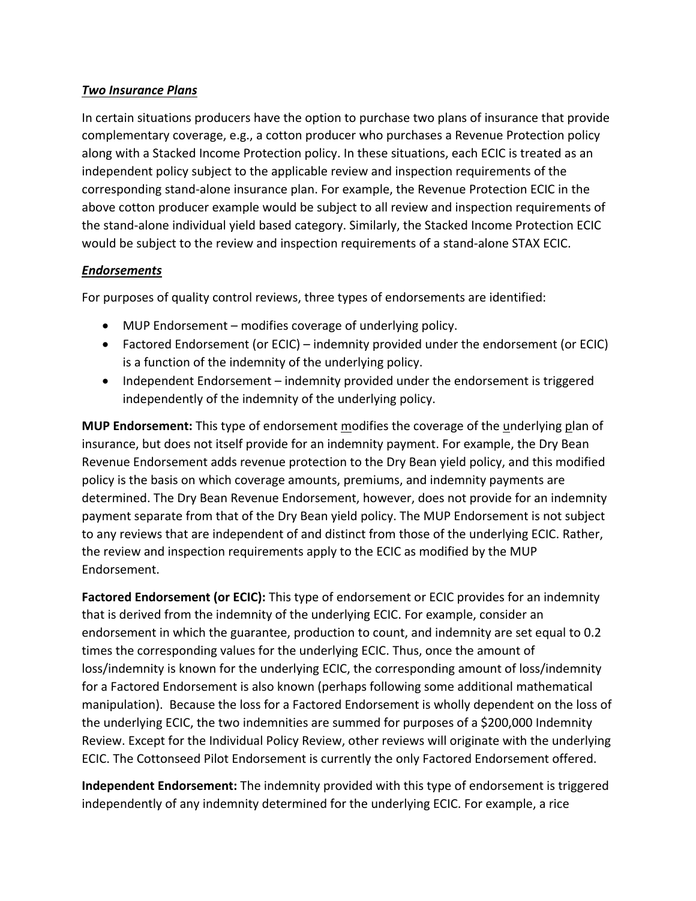***Two Insurance Plans***

In certain situations producers have the option to purchase two plans of insurance that provide complementary coverage, e.g., a cotton producer who purchases a Revenue Protection policy along with a Stacked Income Protection policy. In these situations, each ECIC is treated as an independent policy subject to the applicable review and inspection requirements of the corresponding stand-alone insurance plan. For example, the Revenue Protection ECIC in the above cotton producer example would be subject to all review and inspection requirements of the stand-alone individual yield based category. Similarly, the Stacked Income Protection ECIC would be subject to the review and inspection requirements of a stand-alone STAX ECIC.

***Endorsements***

For purposes of quality control reviews, three types of endorsements are identified:

- MUP Endorsement – modifies coverage of underlying policy.
- Factored Endorsement (or ECIC) – indemnity provided under the endorsement (or ECIC) is a function of the indemnity of the underlying policy.
- Independent Endorsement – indemnity provided under the endorsement is triggered independently of the indemnity of the underlying policy.

**MUP Endorsement:** This type of endorsement modifies the coverage of the underlying plan of insurance, but does not itself provide for an indemnity payment. For example, the Dry Bean Revenue Endorsement adds revenue protection to the Dry Bean yield policy, and this modified policy is the basis on which coverage amounts, premiums, and indemnity payments are determined. The Dry Bean Revenue Endorsement, however, does not provide for an indemnity payment separate from that of the Dry Bean yield policy. The MUP Endorsement is not subject to any reviews that are independent of and distinct from those of the underlying ECIC. Rather, the review and inspection requirements apply to the ECIC as modified by the MUP Endorsement.

**Factored Endorsement (or ECIC):** This type of endorsement or ECIC provides for an indemnity that is derived from the indemnity of the underlying ECIC. For example, consider an endorsement in which the guarantee, production to count, and indemnity are set equal to 0.2 times the corresponding values for the underlying ECIC. Thus, once the amount of loss/indemnity is known for the underlying ECIC, the corresponding amount of loss/indemnity for a Factored Endorsement is also known (perhaps following some additional mathematical manipulation). Because the loss for a Factored Endorsement is wholly dependent on the loss of the underlying ECIC, the two indemnities are summed for purposes of a $200,000 Indemnity Review. Except for the Individual Policy Review, other reviews will originate with the underlying ECIC. The Cottonseed Pilot Endorsement is currently the only Factored Endorsement offered.

**Independent Endorsement:** The indemnity provided with this type of endorsement is triggered independently of any indemnity determined for the underlying ECIC. For example, a rice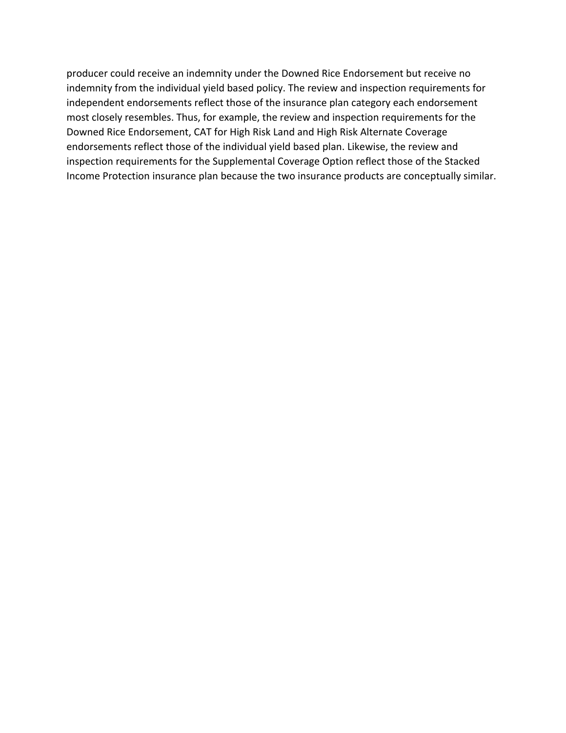producer could receive an indemnity under the Downed Rice Endorsement but receive no indemnity from the individual yield based policy. The review and inspection requirements for independent endorsements reflect those of the insurance plan category each endorsement most closely resembles. Thus, for example, the review and inspection requirements for the Downed Rice Endorsement, CAT for High Risk Land and High Risk Alternate Coverage endorsements reflect those of the individual yield based plan. Likewise, the review and inspection requirements for the Supplemental Coverage Option reflect those of the Stacked Income Protection insurance plan because the two insurance products are conceptually similar.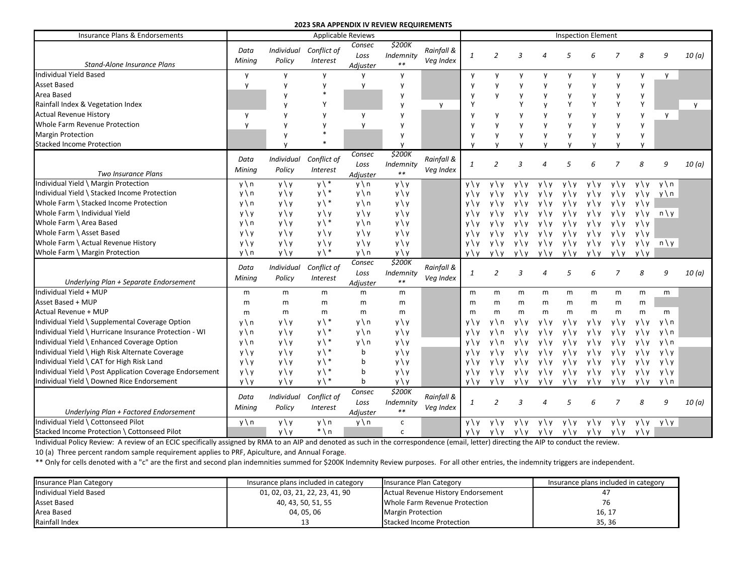## 2023 SRA APPENDIX IV REVIEW REQUIREMENTS

| Insurance Plans & Endorsements | Applicable Reviews | | | | | | Inspection Element | | | | | | | | | |
|---|---|---|---|---|---|---|---|---|---|---|---|---|---|---|---|---|
| *Stand-Alone Insurance Plans* | *Data Mining* | *Individual Policy* | *Conflict of Interest* | *Consec Loss Adjuster* | *$200K Indemnity ** * | *Rainfall & Veg Index* | *1* | *2* | *3* | *4* | *5* | *6* | *7* | *8* | *9* | *10 (a)* |
| Individual Yield Based | y | y | y | y | y | | y | y | y | y | y | y | y | y | y | |
| Asset Based | y | y | y | y | y | | y | y | y | y | y | y | y | y | | |
| Area Based | | y | * | | y | | y | y | y | y | y | y | y | y | | |
| Rainfall Index & Vegetation Index | | y | Y | | y | y | Y | | Y | y | Y | Y | Y | Y | | y |
| Actual Revenue History | y | y | y | y | y | | y | y | y | y | y | y | y | y | y | |
| Whole Farm Revenue Protection | y | y | y | y | y | | y | y | y | y | y | y | y | y | | |
| Margin Protection | | y | * | | y | | y | y | y | y | y | y | y | y | | |
| Stacked Income Protection | | y | * | | y | | y | y | y | y | y | y | y | y | | |
| *Two Insurance Plans* | *Data Mining* | *Individual Policy* | *Conflict of Interest* | *Consec Loss Adjuster* | *$200K Indemnity ** * | *Rainfall & Veg Index* | *1* | *2* | *3* | *4* | *5* | *6* | *7* | *8* | *9* | *10 (a)* |
| Individual Yield \ Margin Protection | y \ n | y \ y | y \ * | y \ n | y \ y | | y \ y | y \ y | y \ y | y \ y | y \ y | y \ y | y \ y | y \ y | y \ n | |
| Individual Yield \ Stacked Income Protection | y \ n | y \ y | y \ * | y \ n | y \ y | | y \ y | y \ y | y \ y | y \ y | y \ y | y \ y | y \ y | y \ y | y \ n | |
| Whole Farm \ Stacked Income Protection | y \ n | y \ y | y \ * | y \ n | y \ y | | y \ y | y \ y | y \ y | y \ y | y \ y | y \ y | y \ y | y \ y | | |
| Whole Farm \ Individual Yield | y \ y | y \ y | y \ y | y \ y | y \ y | | y \ y | y \ y | y \ y | y \ y | y \ y | y \ y | y \ y | y \ y | n \ y | |
| Whole Farm \ Area Based | y \ n | y \ y | y \ * | y \ n | y \ y | | y \ y | y \ y | y \ y | y \ y | y \ y | y \ y | y \ y | y \ y | | |
| Whole Farm \ Asset Based | y \ y | y \ y | y \ y | y \ y | y \ y | | y \ y | y \ y | y \ y | y \ y | y \ y | y \ y | y \ y | y \ y | | |
| Whole Farm \ Actual Revenue History | y \ y | y \ y | y \ y | y \ y | y \ y | | y \ y | y \ y | y \ y | y \ y | y \ y | y \ y | y \ y | y \ y | n \ y | |
| Whole Farm \ Margin Protection | y \ n | y \ y | y \ * | y \ n | y \ y | | y \ y | y \ y | y \ y | y \ y | y \ y | y \ y | y \ y | y \ y | | |
| *Underlying Plan + Separate Endorsement* | *Data Mining* | *Individual Policy* | *Conflict of Interest* | *Consec Loss Adjuster* | *$200K Indemnity ** * | *Rainfall & Veg Index* | *1* | *2* | *3* | *4* | *5* | *6* | *7* | *8* | *9* | *10 (a)* |
| Individual Yield + MUP | m | m | m | m | m | | m | m | m | m | m | m | m | m | m | |
| Asset Based + MUP | m | m | m | m | m | | m | m | m | m | m | m | m | m | | |
| Actual Revenue + MUP | m | m | m | m | m | | m | m | m | m | m | m | m | m | m | |
| Individual Yield \ Supplemental Coverage Option | y \ n | y \ y | y \ * | y \ n | y \ y | | y \ y | y \ n | y \ y | y \ y | y \ y | y \ y | y \ y | y \ y | y \ n | |
| Individual Yield \ Hurricane Insurance Protection - WI | y \ n | y \ y | y \ * | y \ n | y \ y | | y \ y | y \ n | y \ y | y \ y | y \ y | y \ y | y \ y | y \ y | y \ n | |
| Individual Yield \ Enhanced Coverage Option | y \ n | y \ y | y \ * | y \ n | y \ y | | y \ y | y \ n | y \ y | y \ y | y \ y | y \ y | y \ y | y \ y | y \ n | |
| Individual Yield \ High Risk Alternate Coverage | y \ y | y \ y | y \ * | b | y \ y | | y \ y | y \ y | y \ y | y \ y | y \ y | y \ y | y \ y | y \ y | y \ y | |
| Individual Yield \ CAT for High Risk Land | y \ y | y \ y | y \ * | b | y \ y | | y \ y | y \ y | y \ y | y \ y | y \ y | y \ y | y \ y | y \ y | y \ y | |
| Individual Yield \ Post Application Coverage Endorsement | y \ y | y \ y | y \ * | b | y \ y | | y \ y | y \ y | y \ y | y \ y | y \ y | y \ y | y \ y | y \ y | y \ y | |
| Individual Yield \ Downed Rice Endorsement | y \ y | y \ y | y \ * | b | y \ y | | y \ y | y \ y | y \ y | y \ y | y \ y | y \ y | y \ y | y \ y | y \ n | |
| *Underlying Plan + Factored Endorsement* | *Data Mining* | *Individual Policy* | *Conflict of Interest* | *Consec Loss Adjuster* | *$200K Indemnity ** * | *Rainfall & Veg Index* | *1* | *2* | *3* | *4* | *5* | *6* | *7* | *8* | *9* | *10 (a)* |
| Individual Yield \ Cottonseed Pilot | y \ n | y \ y | y \ n | y \ n | c | | y \ y | y \ y | y \ y | y \ y | y \ y | y \ y | y \ y | y \ y | y \ y | |
| Stacked Income Protection \ Cottonseed Pilot | | y \ y | * \ n | | c | | y \ y | y \ y | y \ y | y \ y | y \ y | y \ y | y \ y | y \ y | | |

Individual Policy Review: A review of an ECIC specifically assigned by RMA to an AIP and denoted as such in the correspondence (email, letter) directing the AIP to conduct the review.

10 (a) Three percent random sample requirement applies to PRF, Apiculture, and Annual Forage.

** Only for cells denoted with a "c" are the first and second plan indemnities summed for $200K Indemnity Review purposes. For all other entries, the indemnity triggers are independent.

| Insurance Plan Category | Insurance plans included in category | Insurance Plan Category | Insurance plans included in category |
|---|---|---|---|
| Individual Yield Based | 01, 02, 03, 21, 22, 23, 41, 90 | Actual Revenue History Endorsement | 47 |
| Asset Based | 40, 43, 50, 51, 55 | Whole Farm Revenue Protection | 76 |
| Area Based | 04, 05, 06 | Margin Protection | 16, 17 |
| Rainfall Index | 13 | Stacked Income Protection | 35, 36 |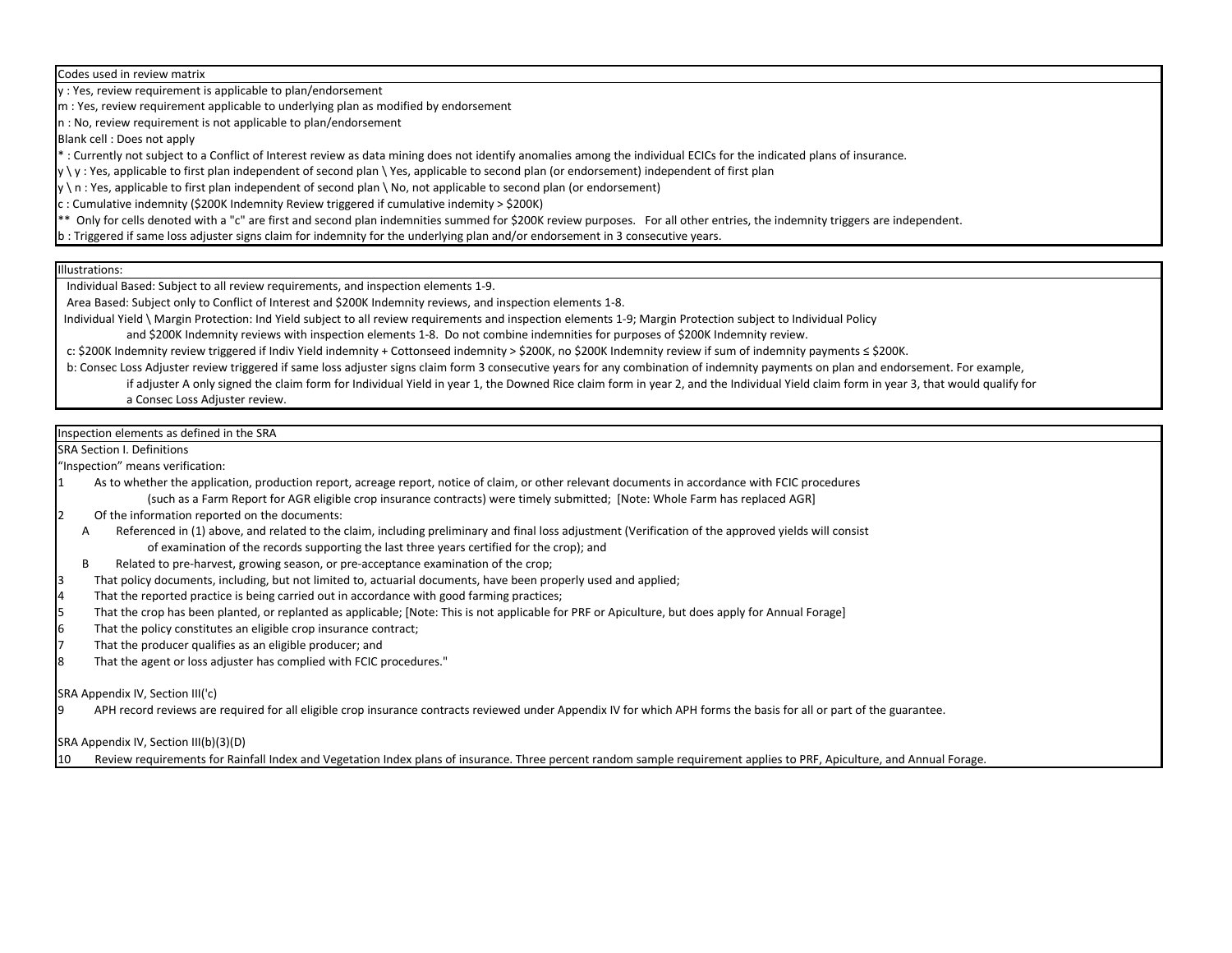**Codes used in review matrix**

y : Yes, review requirement is applicable to plan/endorsement

m : Yes, review requirement applicable to underlying plan as modified by endorsement

n : No, review requirement is not applicable to plan/endorsement

Blank cell : Does not apply

* : Currently not subject to a Conflict of Interest review as data mining does not identify anomalies among the individual ECICs for the indicated plans of insurance.

y \ y : Yes, applicable to first plan independent of second plan \ Yes, applicable to second plan (or endorsement) independent of first plan

y \ n : Yes, applicable to first plan independent of second plan \ No, not applicable to second plan (or endorsement)

c : Cumulative indemnity ($200K Indemnity Review triggered if cumulative indemity > $200K)

** Only for cells denoted with a "c" are first and second plan indemnities summed for $200K review purposes. For all other entries, the indemnity triggers are independent.

b : Triggered if same loss adjuster signs claim for indemnity for the underlying plan and/or endorsement in 3 consecutive years.

**Illustrations:**

Individual Based: Subject to all review requirements, and inspection elements 1-9.

Area Based: Subject only to Conflict of Interest and $200K Indemnity reviews, and inspection elements 1-8.

Individual Yield \ Margin Protection: Ind Yield subject to all review requirements and inspection elements 1-9; Margin Protection subject to Individual Policy and $200K Indemnity reviews with inspection elements 1-8. Do not combine indemnities for purposes of $200K Indemnity review.

c: $200K Indemnity review triggered if Indiv Yield indemnity + Cottonseed indemnity > $200K, no $200K Indemnity review if sum of indemnity payments ≤ $200K.

b: Consec Loss Adjuster review triggered if same loss adjuster signs claim form 3 consecutive years for any combination of indemnity payments on plan and endorsement. For example, if adjuster A only signed the claim form for Individual Yield in year 1, the Downed Rice claim form in year 2, and the Individual Yield claim form in year 3, that would qualify for a Consec Loss Adjuster review.

**Inspection elements as defined in the SRA**

SRA Section I. Definitions

"Inspection" means verification:

1. As to whether the application, production report, acreage report, notice of claim, or other relevant documents in accordance with FCIC procedures (such as a Farm Report for AGR eligible crop insurance contracts) were timely submitted; [Note: Whole Farm has replaced AGR]
2. Of the information reported on the documents:
   - A Referenced in (1) above, and related to the claim, including preliminary and final loss adjustment (Verification of the approved yields will consist of examination of the records supporting the last three years certified for the crop); and
   - B Related to pre-harvest, growing season, or pre-acceptance examination of the crop;
3. That policy documents, including, but not limited to, actuarial documents, have been properly used and applied;
4. That the reported practice is being carried out in accordance with good farming practices;
5. That the crop has been planted, or replanted as applicable; [Note: This is not applicable for PRF or Apiculture, but does apply for Annual Forage]
6. That the policy constitutes an eligible crop insurance contract;
7. That the producer qualifies as an eligible producer; and
8. That the agent or loss adjuster has complied with FCIC procedures."

SRA Appendix IV, Section III('c)

9. APH record reviews are required for all eligible crop insurance contracts reviewed under Appendix IV for which APH forms the basis for all or part of the guarantee.

SRA Appendix IV, Section III(b)(3)(D)

10. Review requirements for Rainfall Index and Vegetation Index plans of insurance. Three percent random sample requirement applies to PRF, Apiculture, and Annual Forage.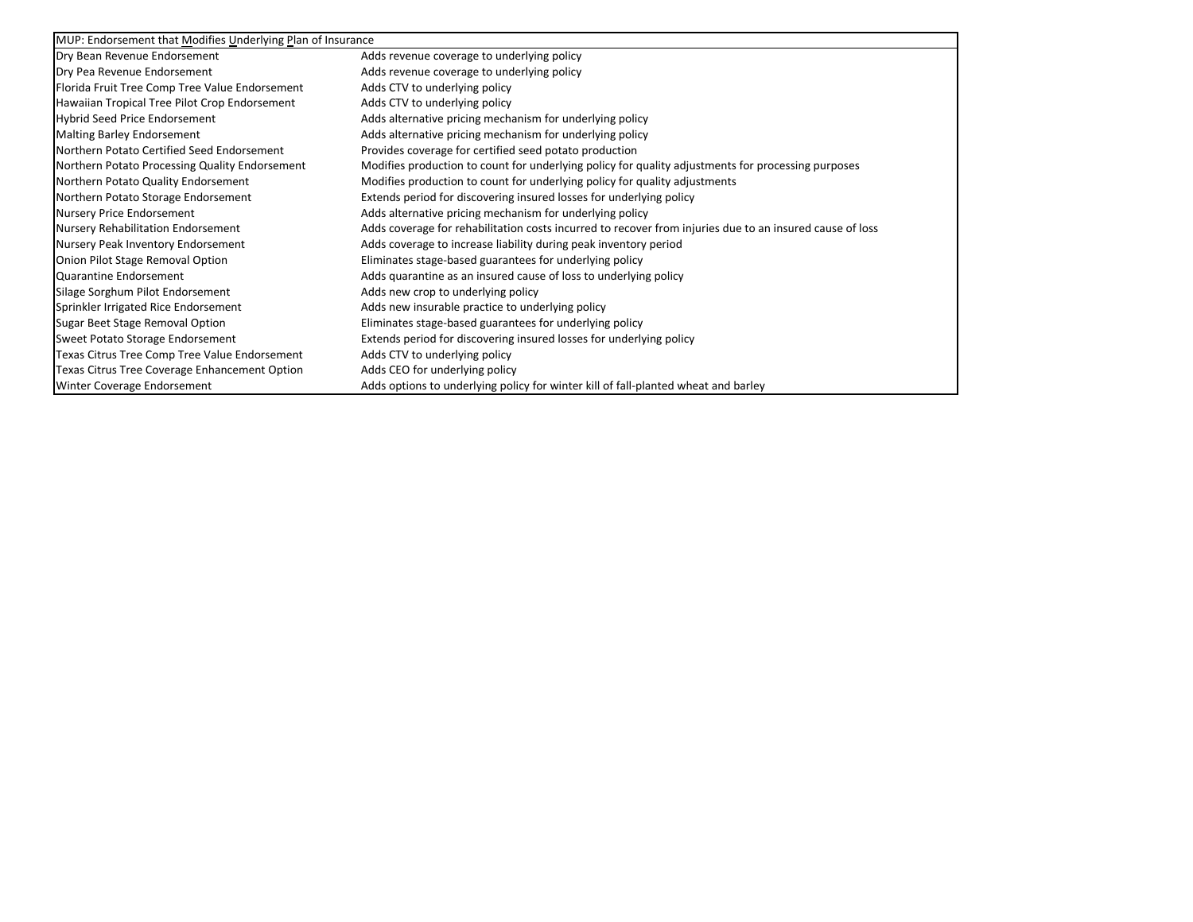| MUP: Endorsement that Modifies Underlying Plan of Insurance | |
|---|---|
| Dry Bean Revenue Endorsement | Adds revenue coverage to underlying policy |
| Dry Pea Revenue Endorsement | Adds revenue coverage to underlying policy |
| Florida Fruit Tree Comp Tree Value Endorsement | Adds CTV to underlying policy |
| Hawaiian Tropical Tree Pilot Crop Endorsement | Adds CTV to underlying policy |
| Hybrid Seed Price Endorsement | Adds alternative pricing mechanism for underlying policy |
| Malting Barley Endorsement | Adds alternative pricing mechanism for underlying policy |
| Northern Potato Certified Seed Endorsement | Provides coverage for certified seed potato production |
| Northern Potato Processing Quality Endorsement | Modifies production to count for underlying policy for quality adjustments for processing purposes |
| Northern Potato Quality Endorsement | Modifies production to count for underlying policy for quality adjustments |
| Northern Potato Storage Endorsement | Extends period for discovering insured losses for underlying policy |
| Nursery Price Endorsement | Adds alternative pricing mechanism for underlying policy |
| Nursery Rehabilitation Endorsement | Adds coverage for rehabilitation costs incurred to recover from injuries due to an insured cause of loss |
| Nursery Peak Inventory Endorsement | Adds coverage to increase liability during peak inventory period |
| Onion Pilot Stage Removal Option | Eliminates stage-based guarantees for underlying policy |
| Quarantine Endorsement | Adds quarantine as an insured cause of loss to underlying policy |
| Silage Sorghum Pilot Endorsement | Adds new crop to underlying policy |
| Sprinkler Irrigated Rice Endorsement | Adds new insurable practice to underlying policy |
| Sugar Beet Stage Removal Option | Eliminates stage-based guarantees for underlying policy |
| Sweet Potato Storage Endorsement | Extends period for discovering insured losses for underlying policy |
| Texas Citrus Tree Comp Tree Value Endorsement | Adds CTV to underlying policy |
| Texas Citrus Tree Coverage Enhancement Option | Adds CEO for underlying policy |
| Winter Coverage Endorsement | Adds options to underlying policy for winter kill of fall-planted wheat and barley |